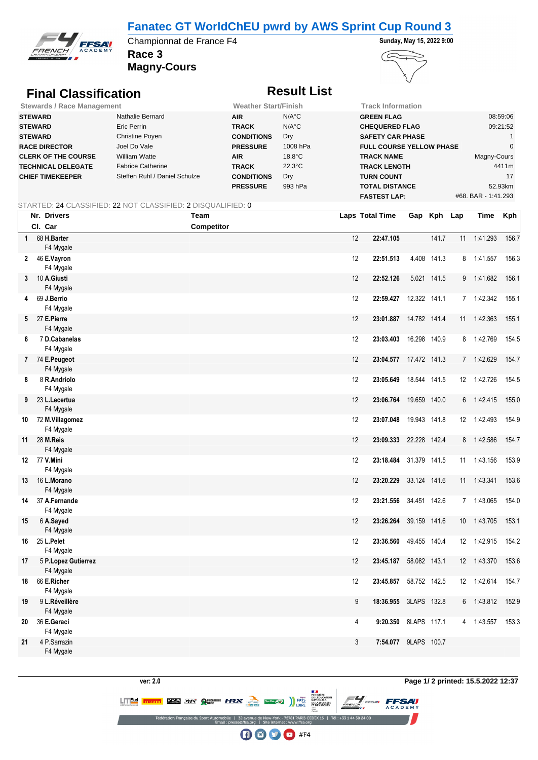# Fanatec GT WorldChEU pwrd by AWS Sprint Cup Round 3

Championnat de France F4

**Sunday, May 15, 2022 9:00**

## Race 3

## Magny-Cours

## Final Classification

## Result List

| Stewards / Race Management | |
|---|---|
| **STEWARD** | Nathalie Bernard |
| **STEWARD** | Eric Perrin |
| **STEWARD** | Christine Poyen |
| **RACE DIRECTOR** | Joel Do Vale |
| **CLERK OF THE COURSE** | William Watte |
| **TECHNICAL DELEGATE** | Fabrice Catherine |
| **CHIEF TIMEKEEPER** | Steffen Ruhl / Daniel Schulze |

| Weather Start/Finish | |
|---|---|
| **AIR** | N/A°C |
| **TRACK** | N/A°C |
| **CONDITIONS** | Dry |
| **PRESSURE** | 1008 hPa |
| **AIR** | 18.8°C |
| **TRACK** | 22.3°C |
| **CONDITIONS** | Dry |
| **PRESSURE** | 993 hPa |

| Track Information | |
|---|---|
| **GREEN FLAG** | 08:59:06 |
| **CHEQUERED FLAG** | 09:21:52 |
| **SAFETY CAR PHASE** | 1 |
| **FULL COURSE YELLOW PHASE** | 0 |
| **TRACK NAME** | Magny-Cours |
| **TRACK LENGTH** | 4411m |
| **TURN COUNT** | 17 |
| **TOTAL DISTANCE** | 52.93km |
| **FASTEST LAP:** | #68. BAR - 1:41.293 |

STARTED: 24 CLASSIFIED: 22 NOT CLASSIFIED: 2 DISQUALIFIED: 0

| Cl. | Nr. | Drivers / Car | Team / Competitor | Laps | Total Time | Gap | Kph | Lap | Time | Kph |
|---|---|---|---|---|---|---|---|---|---|---|
| 1 | 68 | **H.Barter** F4 Mygale | | 12 | **22:47.105** | | 141.7 | 11 | 1:41.293 | 156.7 |
| 2 | 46 | **E.Vayron** F4 Mygale | | 12 | **22:51.513** | 4.408 | 141.3 | 8 | 1:41.557 | 156.3 |
| 3 | 10 | **A.Giusti** F4 Mygale | | 12 | **22:52.126** | 5.021 | 141.5 | 9 | 1:41.682 | 156.1 |
| 4 | 69 | **J.Berrio** F4 Mygale | | 12 | **22:59.427** | 12.322 | 141.1 | 7 | 1:42.342 | 155.1 |
| 5 | 27 | **E.Pierre** F4 Mygale | | 12 | **23:01.887** | 14.782 | 141.4 | 11 | 1:42.363 | 155.1 |
| 6 | 7 | **D.Cabanelas** F4 Mygale | | 12 | **23:03.403** | 16.298 | 140.9 | 8 | 1:42.769 | 154.5 |
| 7 | 74 | **E.Peugeot** F4 Mygale | | 12 | **23:04.577** | 17.472 | 141.3 | 7 | 1:42.629 | 154.7 |
| 8 | 8 | **R.Andriolo** F4 Mygale | | 12 | **23:05.649** | 18.544 | 141.5 | 12 | 1:42.726 | 154.5 |
| 9 | 23 | **L.Lecertua** F4 Mygale | | 12 | **23:06.764** | 19.659 | 140.0 | 6 | 1:42.415 | 155.0 |
| 10 | 72 | **M.Villagomez** F4 Mygale | | 12 | **23:07.048** | 19.943 | 141.8 | 12 | 1:42.493 | 154.9 |
| 11 | 28 | **M.Reis** F4 Mygale | | 12 | **23:09.333** | 22.228 | 142.4 | 8 | 1:42.586 | 154.7 |
| 12 | 77 | **V.Mini** F4 Mygale | | 12 | **23:18.484** | 31.379 | 141.5 | 11 | 1:43.156 | 153.9 |
| 13 | 16 | **L.Morano** F4 Mygale | | 12 | **23:20.229** | 33.124 | 141.6 | 11 | 1:43.341 | 153.6 |
| 14 | 37 | **A.Fernande** F4 Mygale | | 12 | **23:21.556** | 34.451 | 142.6 | 7 | 1:43.065 | 154.0 |
| 15 | 6 | **A.Sayed** F4 Mygale | | 12 | **23:26.264** | 39.159 | 141.6 | 10 | 1:43.705 | 153.1 |
| 16 | 25 | **L.Pelet** F4 Mygale | | 12 | **23:36.560** | 49.455 | 140.4 | 12 | 1:42.915 | 154.2 |
| 17 | 5 | **P.Lopez Gutierrez** F4 Mygale | | 12 | **23:45.187** | 58.082 | 143.1 | 12 | 1:43.370 | 153.6 |
| 18 | 66 | **E.Richer** F4 Mygale | | 12 | **23:45.857** | 58.752 | 142.5 | 12 | 1:42.614 | 154.7 |
| 19 | 9 | **L.Réveillère** F4 Mygale | | 9 | **18:36.955** | 3LAPS | 132.8 | 6 | 1:43.812 | 152.9 |
| 20 | 36 | **E.Geraci** F4 Mygale | | 4 | **9:20.350** | 8LAPS | 117.1 | 4 | 1:43.557 | 153.3 |
| 21 | 4 | P.Sarrazin F4 Mygale | | 3 | **7:54.077** | 9LAPS | 100.7 | | | |

ver: 2.0

Page 1/ 2 printed: 15.5.2022 12:37

Fédération Française du Sport Automobile | 32 avenue de New-York - 75781 PARIS CEDEX 16 | Tél : +33 1 44 30 24 00
Email : presse@ffsa.org | Site internet : www.ffsa.org

#F4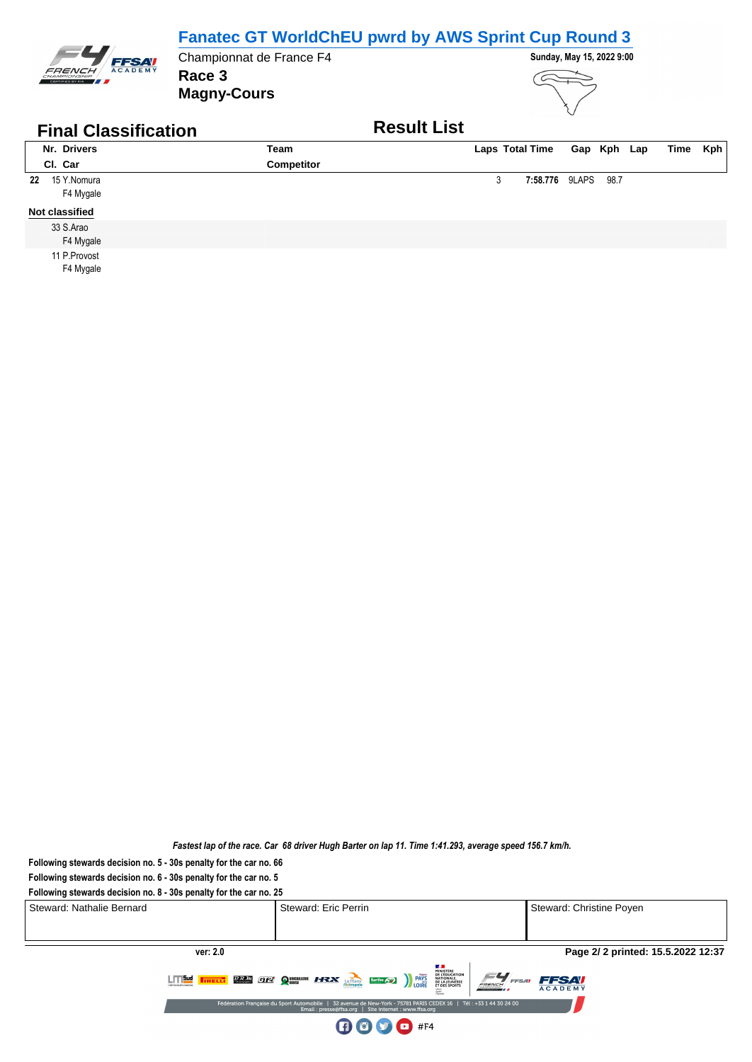# Fanatec GT WorldChEU pwrd by AWS Sprint Cup Round 3

Championnat de France F4

Sunday, May 15, 2022 9:00

**Race 3**

**Magny-Cours**

## Final Classification

## Result List

| Cl. | Nr. Drivers / Car | Team / Competitor | Laps | Total Time | Gap | Kph | Lap | Time | Kph |
|---|---|---|---|---|---|---|---|---|---|
| 22 | 15 Y.Nomura<br>F4 Mygale | | 3 | 7:58.776 | 9LAPS | 98.7 | | | |

**Not classified**

| Cl. | Nr. Drivers / Car | Team / Competitor | Laps | Total Time | Gap | Kph | Lap | Time | Kph |
|---|---|---|---|---|---|---|---|---|---|
| | 33 S.Arao<br>F4 Mygale | | | | | | | | |
| | 11 P.Provost<br>F4 Mygale | | | | | | | | |

*Fastest lap of the race. Car 68 driver Hugh Barter on lap 11. Time 1:41.293, average speed 156.7 km/h.*

**Following stewards decision no. 5 - 30s penalty for the car no. 66**

**Following stewards decision no. 6 - 30s penalty for the car no. 5**

**Following stewards decision no. 8 - 30s penalty for the car no. 25**

| Steward: Nathalie Bernard | Steward: Eric Perrin | Steward: Christine Poyen |
|---|---|---|

ver: 2.0

Printed: 15.5.2022 12:37

Fédération Française du Sport Automobile | 32 avenue de New-York - 75781 PARIS CEDEX 16 | Tél : +33 1 44 30 24 00
Email : presse@ffsa.org | Site internet : www.ffsa.org

#F4